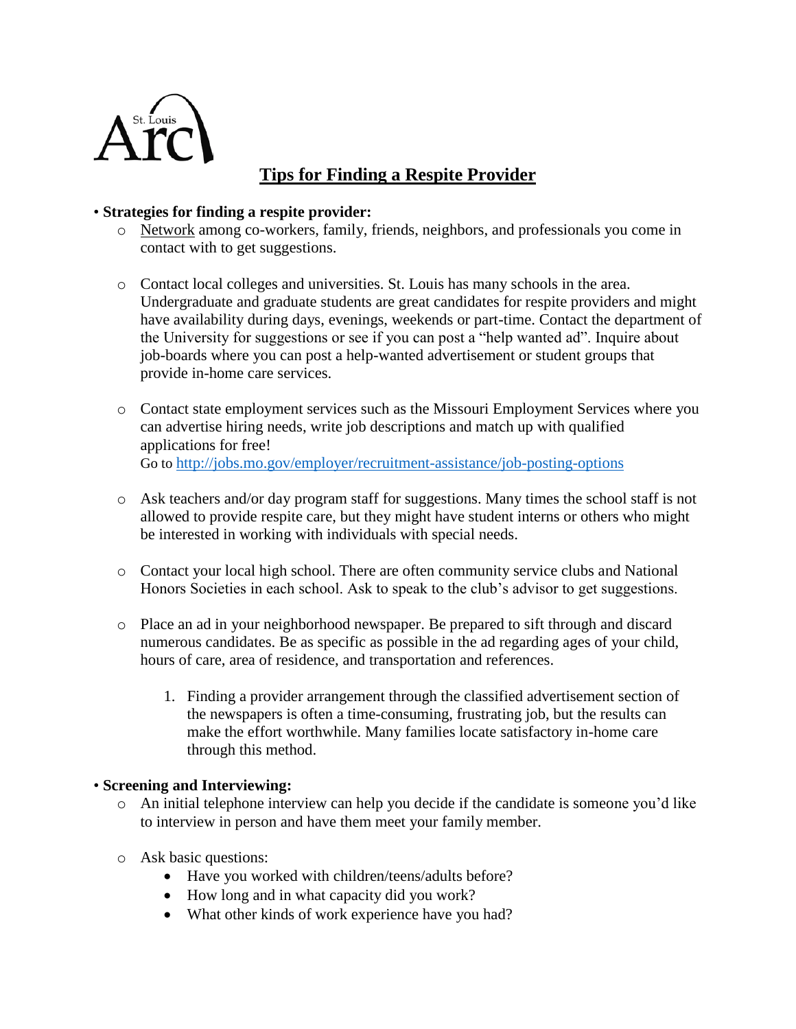St. Louis Arc

# Tips for Finding a Respite Provider

- **Strategies for finding a respite provider:**
  - Network among co-workers, family, friends, neighbors, and professionals you come in contact with to get suggestions.
  - Contact local colleges and universities. St. Louis has many schools in the area. Undergraduate and graduate students are great candidates for respite providers and might have availability during days, evenings, weekends or part-time. Contact the department of the University for suggestions or see if you can post a "help wanted ad". Inquire about job-boards where you can post a help-wanted advertisement or student groups that provide in-home care services.
  - Contact state employment services such as the Missouri Employment Services where you can advertise hiring needs, write job descriptions and match up with qualified applications for free!
    Go to http://jobs.mo.gov/employer/recruitment-assistance/job-posting-options
  - Ask teachers and/or day program staff for suggestions. Many times the school staff is not allowed to provide respite care, but they might have student interns or others who might be interested in working with individuals with special needs.
  - Contact your local high school. There are often community service clubs and National Honors Societies in each school. Ask to speak to the club's advisor to get suggestions.
  - Place an ad in your neighborhood newspaper. Be prepared to sift through and discard numerous candidates. Be as specific as possible in the ad regarding ages of your child, hours of care, area of residence, and transportation and references.
    1. Finding a provider arrangement through the classified advertisement section of the newspapers is often a time-consuming, frustrating job, but the results can make the effort worthwhile. Many families locate satisfactory in-home care through this method.

- **Screening and Interviewing:**
  - An initial telephone interview can help you decide if the candidate is someone you'd like to interview in person and have them meet your family member.
  - Ask basic questions:
    - Have you worked with children/teens/adults before?
    - How long and in what capacity did you work?
    - What other kinds of work experience have you had?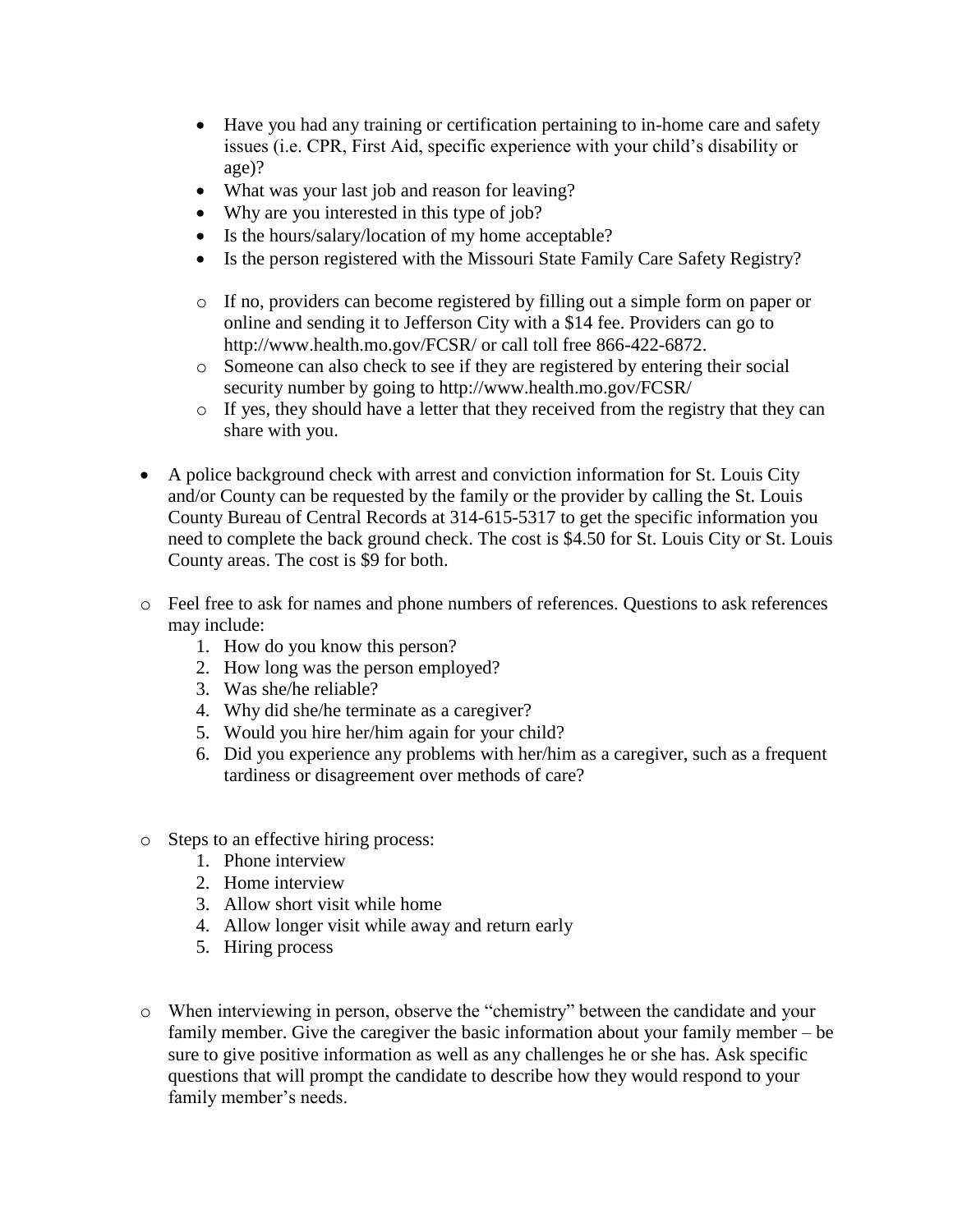- Have you had any training or certification pertaining to in-home care and safety issues (i.e. CPR, First Aid, specific experience with your child's disability or age)?
- What was your last job and reason for leaving?
- Why are you interested in this type of job?
- Is the hours/salary/location of my home acceptable?
- Is the person registered with the Missouri State Family Care Safety Registry?

  - If no, providers can become registered by filling out a simple form on paper or online and sending it to Jefferson City with a $14 fee. Providers can go to http://www.health.mo.gov/FCSR/ or call toll free 866-422-6872.
  - Someone can also check to see if they are registered by entering their social security number by going to http://www.health.mo.gov/FCSR/
  - If yes, they should have a letter that they received from the registry that they can share with you.

- A police background check with arrest and conviction information for St. Louis City and/or County can be requested by the family or the provider by calling the St. Louis County Bureau of Central Records at 314-615-5317 to get the specific information you need to complete the back ground check. The cost is $4.50 for St. Louis City or St. Louis County areas. The cost is $9 for both.

- Feel free to ask for names and phone numbers of references. Questions to ask references may include:
  1. How do you know this person?
  2. How long was the person employed?
  3. Was she/he reliable?
  4. Why did she/he terminate as a caregiver?
  5. Would you hire her/him again for your child?
  6. Did you experience any problems with her/him as a caregiver, such as a frequent tardiness or disagreement over methods of care?

- Steps to an effective hiring process:
  1. Phone interview
  2. Home interview
  3. Allow short visit while home
  4. Allow longer visit while away and return early
  5. Hiring process

- When interviewing in person, observe the "chemistry" between the candidate and your family member. Give the caregiver the basic information about your family member – be sure to give positive information as well as any challenges he or she has. Ask specific questions that will prompt the candidate to describe how they would respond to your family member's needs.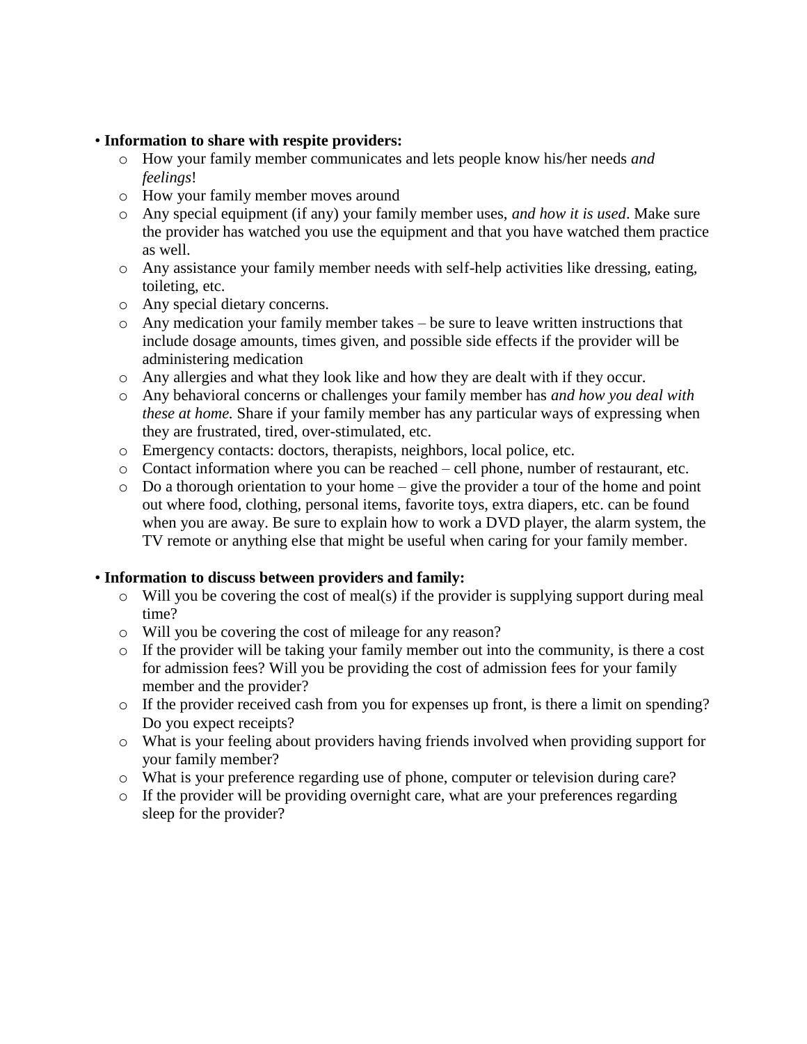- **Information to share with respite providers:**
  - How your family member communicates and lets people know his/her needs *and feelings*!
  - How your family member moves around
  - Any special equipment (if any) your family member uses, *and how it is used*. Make sure the provider has watched you use the equipment and that you have watched them practice as well.
  - Any assistance your family member needs with self-help activities like dressing, eating, toileting, etc.
  - Any special dietary concerns.
  - Any medication your family member takes – be sure to leave written instructions that include dosage amounts, times given, and possible side effects if the provider will be administering medication
  - Any allergies and what they look like and how they are dealt with if they occur.
  - Any behavioral concerns or challenges your family member has *and how you deal with these at home.* Share if your family member has any particular ways of expressing when they are frustrated, tired, over-stimulated, etc.
  - Emergency contacts: doctors, therapists, neighbors, local police, etc.
  - Contact information where you can be reached – cell phone, number of restaurant, etc.
  - Do a thorough orientation to your home – give the provider a tour of the home and point out where food, clothing, personal items, favorite toys, extra diapers, etc. can be found when you are away. Be sure to explain how to work a DVD player, the alarm system, the TV remote or anything else that might be useful when caring for your family member.

- **Information to discuss between providers and family:**
  - Will you be covering the cost of meal(s) if the provider is supplying support during meal time?
  - Will you be covering the cost of mileage for any reason?
  - If the provider will be taking your family member out into the community, is there a cost for admission fees? Will you be providing the cost of admission fees for your family member and the provider?
  - If the provider received cash from you for expenses up front, is there a limit on spending? Do you expect receipts?
  - What is your feeling about providers having friends involved when providing support for your family member?
  - What is your preference regarding use of phone, computer or television during care?
  - If the provider will be providing overnight care, what are your preferences regarding sleep for the provider?